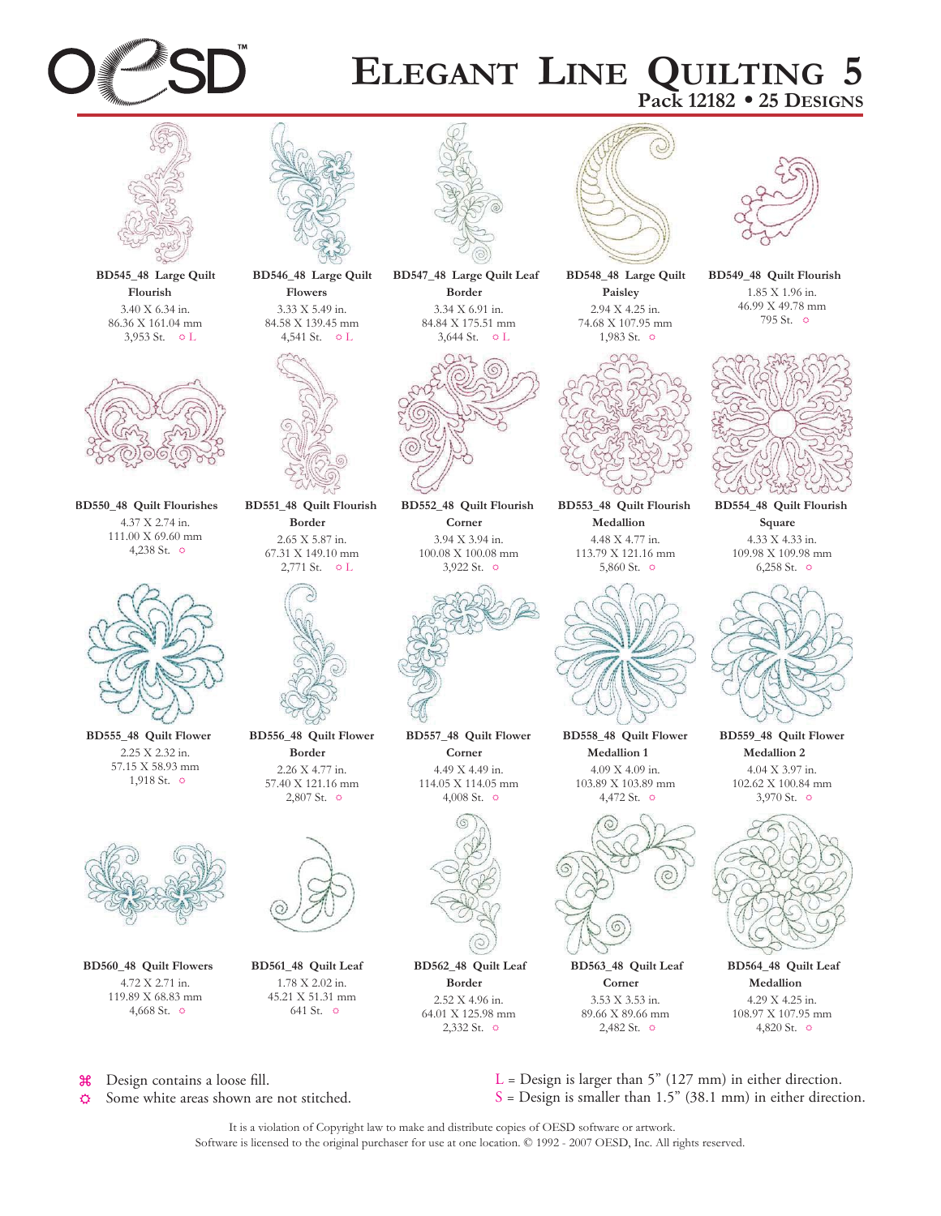# Elegant Line Quilting 5

**Pack 12182 • 25 Designs**

**BD545_48 Large Quilt Flourish**
3.40 X 6.34 in.
86.36 X 161.04 mm
3,953 St. ☼ L

**BD546_48 Large Quilt Flowers**
3.33 X 5.49 in.
84.58 X 139.45 mm
4,541 St. ☼ L

**BD547_48 Large Quilt Leaf Border**
3.34 X 6.91 in.
84.84 X 175.51 mm
3,644 St. ☼ L

**BD548_48 Large Quilt Paisley**
2.94 X 4.25 in.
74.68 X 107.95 mm
1,983 St. ☼

**BD549_48 Quilt Flourish**
1.85 X 1.96 in.
46.99 X 49.78 mm
795 St. ☼

**BD550_48 Quilt Flourishes**
4.37 X 2.74 in.
111.00 X 69.60 mm
4,238 St. ☼

**BD551_48 Quilt Flourish Border**
2.65 X 5.87 in.
67.31 X 149.10 mm
2,771 St. ☼ L

**BD552_48 Quilt Flourish Corner**
3.94 X 3.94 in.
100.08 X 100.08 mm
3,922 St. ☼

**BD553_48 Quilt Flourish Medallion**
4.48 X 4.77 in.
113.79 X 121.16 mm
5,860 St. ☼

**BD554_48 Quilt Flourish Square**
4.33 X 4.33 in.
109.98 X 109.98 mm
6,258 St. ☼

**BD555_48 Quilt Flower**
2.25 X 2.32 in.
57.15 X 58.93 mm
1,918 St. ☼

**BD556_48 Quilt Flower Border**
2.26 X 4.77 in.
57.40 X 121.16 mm
2,807 St. ☼

**BD557_48 Quilt Flower Corner**
4.49 X 4.49 in.
114.05 X 114.05 mm
4,008 St. ☼

**BD558_48 Quilt Flower Medallion 1**
4.09 X 4.09 in.
103.89 X 103.89 mm
4,472 St. ☼

**BD559_48 Quilt Flower Medallion 2**
4.04 X 3.97 in.
102.62 X 100.84 mm
3,970 St. ☼

**BD560_48 Quilt Flowers**
4.72 X 2.71 in.
119.89 X 68.83 mm
4,668 St. ☼

**BD561_48 Quilt Leaf**
1.78 X 2.02 in.
45.21 X 51.31 mm
641 St. ☼

**BD562_48 Quilt Leaf Border**
2.52 X 4.96 in.
64.01 X 125.98 mm
2,332 St. ☼

**BD563_48 Quilt Leaf Corner**
3.53 X 3.53 in.
89.66 X 89.66 mm
2,482 St. ☼

**BD564_48 Quilt Leaf Medallion**
4.29 X 4.25 in.
108.97 X 107.95 mm
4,820 St. ☼

⌘ Design contains a loose fill.
☼ Some white areas shown are not stitched.

L = Design is larger than 5" (127 mm) in either direction.
S = Design is smaller than 1.5" (38.1 mm) in either direction.

It is a violation of Copyright law to make and distribute copies of OESD software or artwork.
Software is licensed to the original purchaser for use at one location. © 1992 - 2007 OESD, Inc. All rights reserved.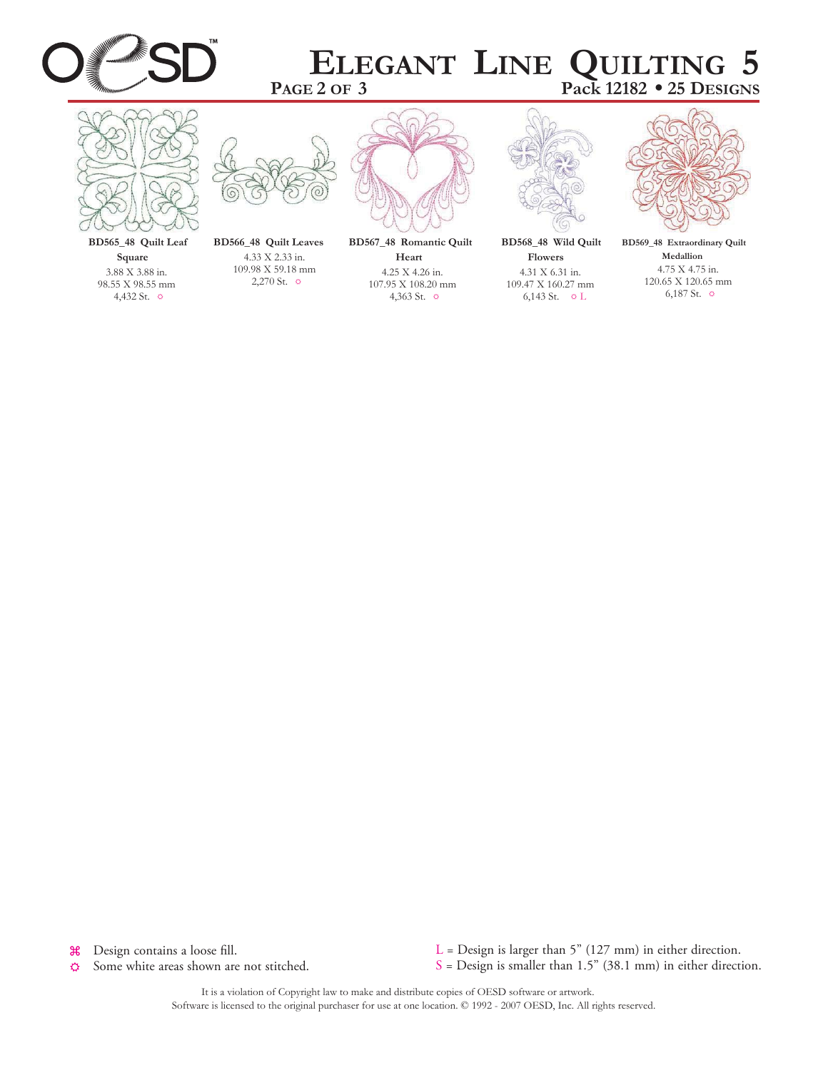# Elegant Line Quilting 5

**Pack 12182 • 25 Designs**

| Design | Name | Size (in.) | Size (mm) | Stitches |
|---|---|---|---|---|
| BD565_48 | Quilt Leaf Square | 3.88 X 3.88 in. | 98.55 X 98.55 mm | 4,432 St. ☼ |
| BD566_48 | Quilt Leaves | 4.33 X 2.33 in. | 109.98 X 59.18 mm | 2,270 St. ☼ |
| BD567_48 | Romantic Quilt Heart | 4.25 X 4.26 in. | 107.95 X 108.20 mm | 4,363 St. ☼ |
| BD568_48 | Wild Quilt Flowers | 4.31 X 6.31 in. | 109.47 X 160.27 mm | 6,143 St. ☼ L |
| BD569_48 | Extraordinary Quilt Medallion | 4.75 X 4.75 in. | 120.65 X 120.65 mm | 6,187 St. ☼ |

⌘ Design contains a loose fill.
☼ Some white areas shown are not stitched.

L = Design is larger than 5" (127 mm) in either direction.
S = Design is smaller than 1.5" (38.1 mm) in either direction.

It is a violation of Copyright law to make and distribute copies of OESD software or artwork.
Software is licensed to the original purchaser for use at one location. © 1992 - 2007 OESD, Inc. All rights reserved.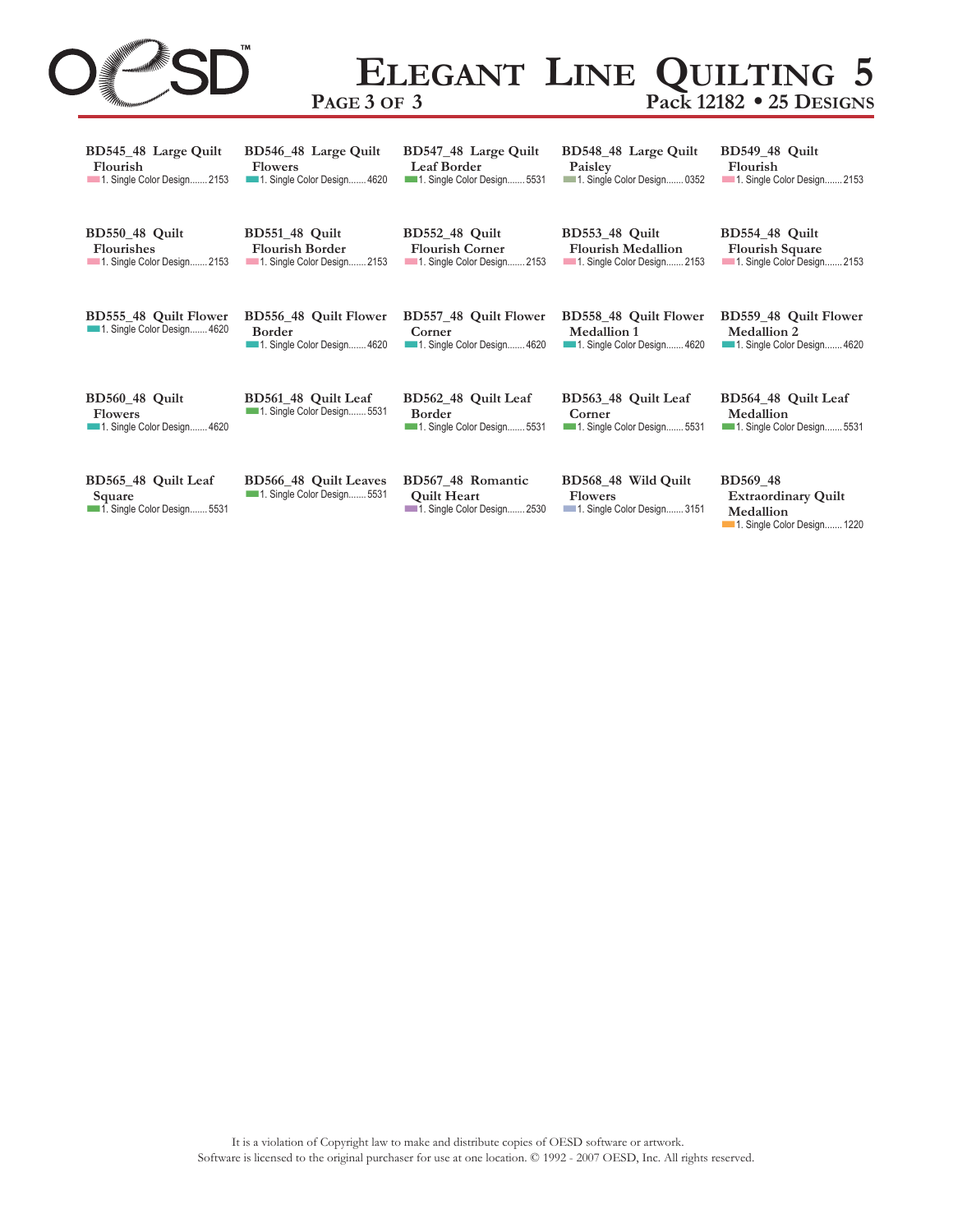# Elegant Line Quilting 5

Page 3 of 3 — Pack 12182 • 25 Designs

**BD545_48 Large Quilt Flourish**
1. Single Color Design....... 2153

**BD546_48 Large Quilt Flowers**
1. Single Color Design....... 4620

**BD547_48 Large Quilt Leaf Border**
1. Single Color Design....... 5531

**BD548_48 Large Quilt Paisley**
1. Single Color Design....... 0352

**BD549_48 Quilt Flourish**
1. Single Color Design....... 2153

**BD550_48 Quilt Flourishes**
1. Single Color Design....... 2153

**BD551_48 Quilt Flourish Border**
1. Single Color Design....... 2153

**BD552_48 Quilt Flourish Corner**
1. Single Color Design....... 2153

**BD553_48 Quilt Flourish Medallion**
1. Single Color Design....... 2153

**BD554_48 Quilt Flourish Square**
1. Single Color Design....... 2153

**BD555_48 Quilt Flower**
1. Single Color Design....... 4620

**BD556_48 Quilt Flower Border**
1. Single Color Design....... 4620

**BD557_48 Quilt Flower Corner**
1. Single Color Design....... 4620

**BD558_48 Quilt Flower Medallion 1**
1. Single Color Design....... 4620

**BD559_48 Quilt Flower Medallion 2**
1. Single Color Design....... 4620

**BD560_48 Quilt Flowers**
1. Single Color Design....... 4620

**BD561_48 Quilt Leaf**
1. Single Color Design....... 5531

**BD562_48 Quilt Leaf Border**
1. Single Color Design....... 5531

**BD563_48 Quilt Leaf Corner**
1. Single Color Design....... 5531

**BD564_48 Quilt Leaf Medallion**
1. Single Color Design....... 5531

**BD565_48 Quilt Leaf Square**
1. Single Color Design....... 5531

**BD566_48 Quilt Leaves**
1. Single Color Design....... 5531

**BD567_48 Romantic Quilt Heart**
1. Single Color Design....... 2530

**BD568_48 Wild Quilt Flowers**
1. Single Color Design....... 3151

**BD569_48 Extraordinary Quilt Medallion**
1. Single Color Design....... 1220

It is a violation of Copyright law to make and distribute copies of OESD software or artwork.
Software is licensed to the original purchaser for use at one location. © 1992 - 2007 OESD, Inc. All rights reserved.